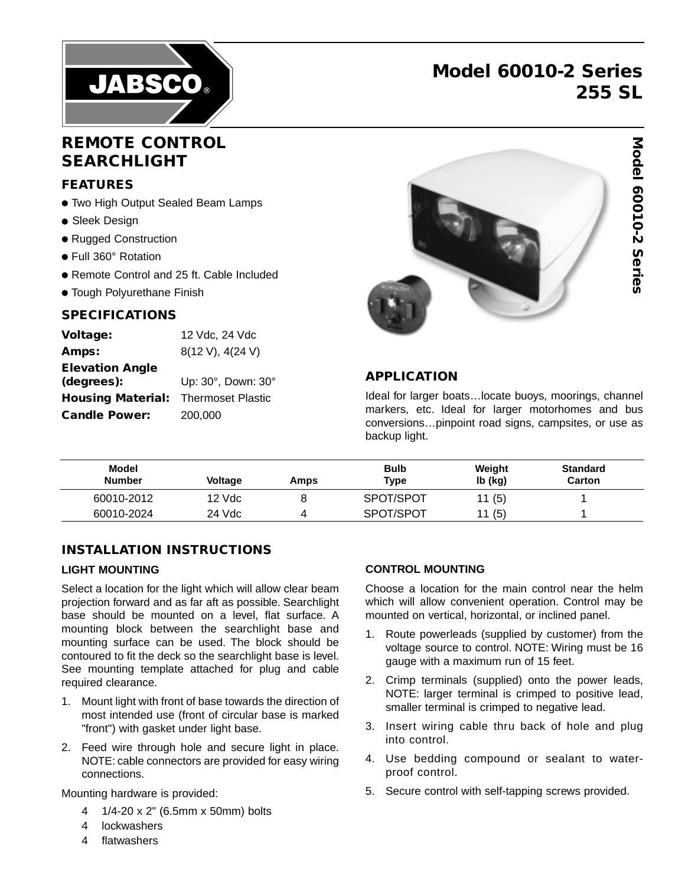# Model 60010-2 Series 255 SL

## REMOTE CONTROL SEARCHLIGHT

### FEATURES

- Two High Output Sealed Beam Lamps
- Sleek Design
- Rugged Construction
- Full 360° Rotation
- Remote Control and 25 ft. Cable Included
- Tough Polyurethane Finish

### SPECIFICATIONS

| | |
|---|---|
| **Voltage:** | 12 Vdc, 24 Vdc |
| **Amps:** | 8(12 V), 4(24 V) |
| **Elevation Angle (degrees):** | Up: 30°, Down: 30° |
| **Housing Material:** | Thermoset Plastic |
| **Candle Power:** | 200,000 |

### APPLICATION

Ideal for larger boats…locate buoys, moorings, channel markers, etc. Ideal for larger motorhomes and bus conversions…pinpoint road signs, campsites, or use as backup light.

| Model Number | Voltage | Amps | Bulb Type | Weight lb (kg) | Standard Carton |
|---|---|---|---|---|---|
| 60010-2012 | 12 Vdc | 8 | SPOT/SPOT | 11 (5) | 1 |
| 60010-2024 | 24 Vdc | 4 | SPOT/SPOT | 11 (5) | 1 |

## INSTALLATION INSTRUCTIONS

### LIGHT MOUNTING

Select a location for the light which will allow clear beam projection forward and as far aft as possible. Searchlight base should be mounted on a level, flat surface. A mounting block between the searchlight base and mounting surface can be used. The block should be contoured to fit the deck so the searchlight base is level. See mounting template attached for plug and cable required clearance.

1. Mount light with front of base towards the direction of most intended use (front of circular base is marked "front") with gasket under light base.
2. Feed wire through hole and secure light in place. NOTE: cable connectors are provided for easy wiring connections.

Mounting hardware is provided:

- 4 1/4-20 x 2" (6.5mm x 50mm) bolts
- 4 lockwashers
- 4 flatwashers

### CONTROL MOUNTING

Choose a location for the main control near the helm which will allow convenient operation. Control may be mounted on vertical, horizontal, or inclined panel.

1. Route powerleads (supplied by customer) from the voltage source to control. NOTE: Wiring must be 16 gauge with a maximum run of 15 feet.
2. Crimp terminals (supplied) onto the power leads, NOTE: larger terminal is crimped to positive lead, smaller terminal is crimped to negative lead.
3. Insert wiring cable thru back of hole and plug into control.
4. Use bedding compound or sealant to water-proof control.
5. Secure control with self-tapping screws provided.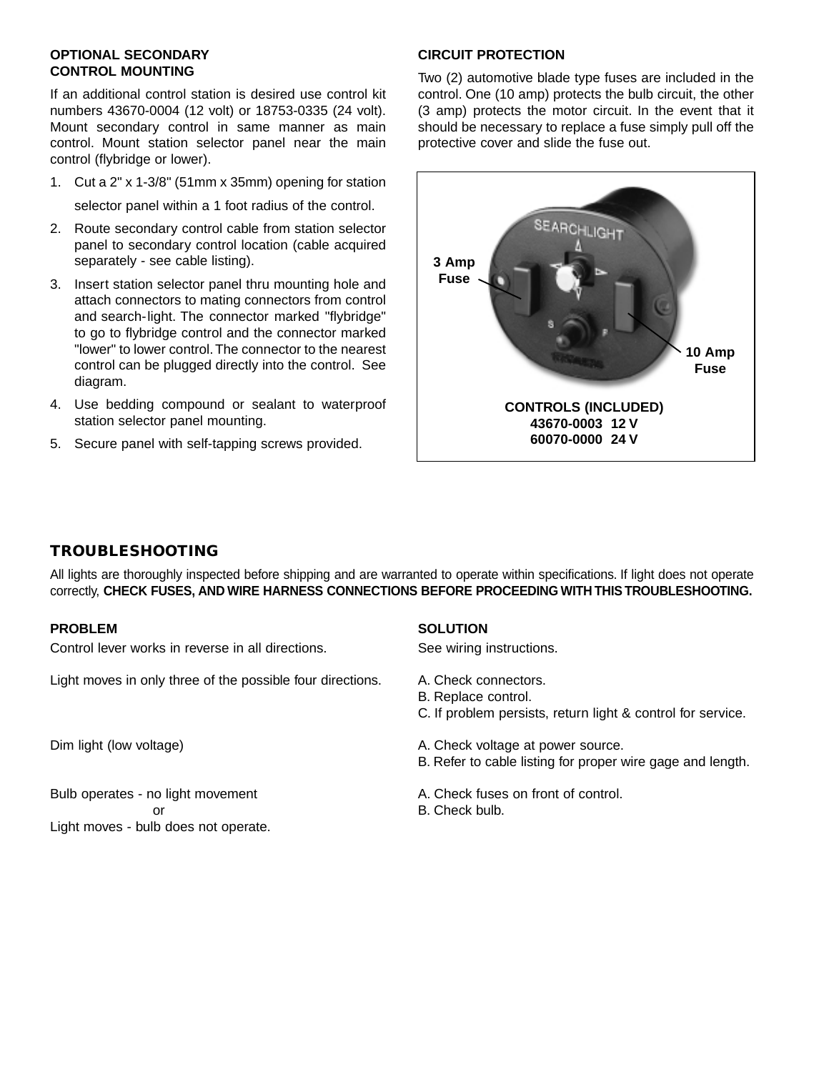### OPTIONAL SECONDARY CONTROL MOUNTING

If an additional control station is desired use control kit numbers 43670-0004 (12 volt) or 18753-0335 (24 volt). Mount secondary control in same manner as main control. Mount station selector panel near the main control (flybridge or lower).

1. Cut a 2" x 1-3/8" (51mm x 35mm) opening for station selector panel within a 1 foot radius of the control.
2. Route secondary control cable from station selector panel to secondary control location (cable acquired separately - see cable listing).
3. Insert station selector panel thru mounting hole and attach connectors to mating connectors from control and search-light. The connector marked "flybridge" to go to flybridge control and the connector marked "lower" to lower control. The connector to the nearest control can be plugged directly into the control. See diagram.
4. Use bedding compound or sealant to waterproof station selector panel mounting.
5. Secure panel with self-tapping screws provided.

### CIRCUIT PROTECTION

Two (2) automotive blade type fuses are included in the control. One (10 amp) protects the bulb circuit, the other (3 amp) protects the motor circuit. In the event that it should be necessary to replace a fuse simply pull off the protective cover and slide the fuse out.

3 Amp Fuse

10 Amp Fuse

**CONTROLS (INCLUDED)**
**43670-0003 12 V**
**60070-0000 24 V**

## TROUBLESHOOTING

All lights are thoroughly inspected before shipping and are warranted to operate within specifications. If light does not operate correctly, **CHECK FUSES, AND WIRE HARNESS CONNECTIONS BEFORE PROCEEDING WITH THIS TROUBLESHOOTING.**

| PROBLEM | SOLUTION |
| --- | --- |
| Control lever works in reverse in all directions. | See wiring instructions. |
| Light moves in only three of the possible four directions. | A. Check connectors.<br>B. Replace control.<br>C. If problem persists, return light & control for service. |
| Dim light (low voltage) | A. Check voltage at power source.<br>B. Refer to cable listing for proper wire gage and length. |
| Bulb operates - no light movement<br>or<br>Light moves - bulb does not operate. | A. Check fuses on front of control.<br>B. Check bulb. |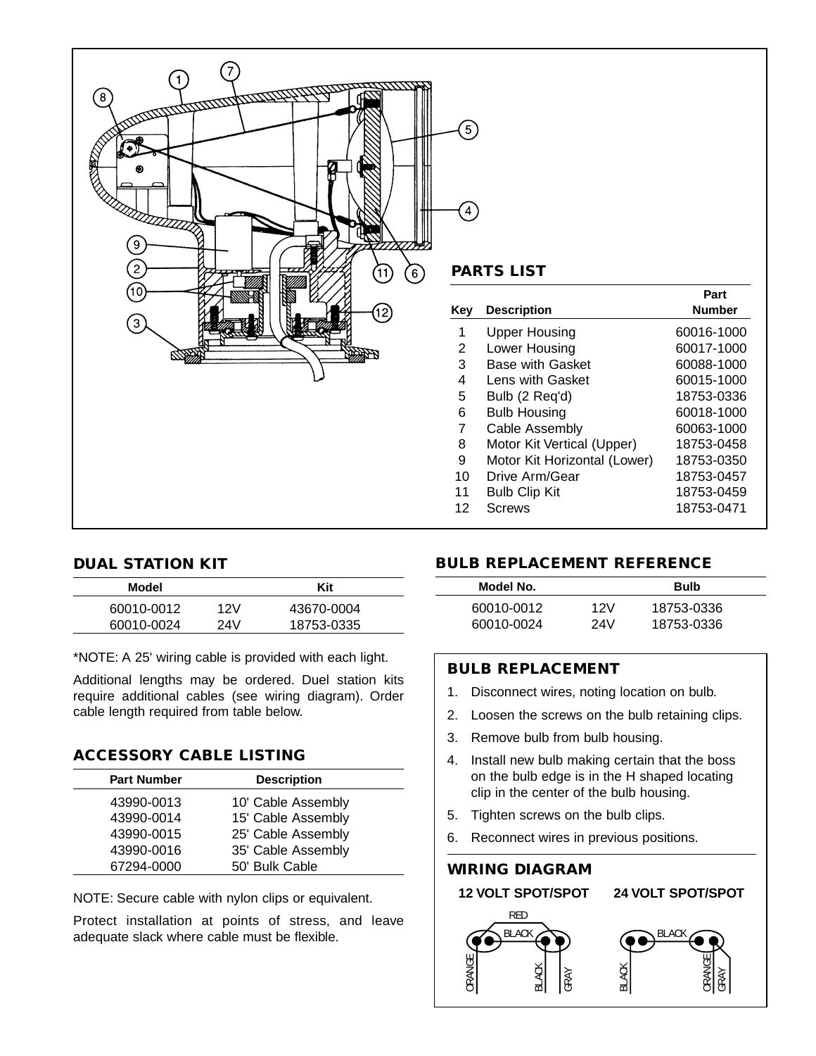## PARTS LIST

| Key | Description | Part Number |
|---|---|---|
| 1 | Upper Housing | 60016-1000 |
| 2 | Lower Housing | 60017-1000 |
| 3 | Base with Gasket | 60088-1000 |
| 4 | Lens with Gasket | 60015-1000 |
| 5 | Bulb (2 Req'd) | 18753-0336 |
| 6 | Bulb Housing | 60018-1000 |
| 7 | Cable Assembly | 60063-1000 |
| 8 | Motor Kit Vertical (Upper) | 18753-0458 |
| 9 | Motor Kit Horizontal (Lower) | 18753-0350 |
| 10 | Drive Arm/Gear | 18753-0457 |
| 11 | Bulb Clip Kit | 18753-0459 |
| 12 | Screws | 18753-0471 |

## DUAL STATION KIT

| Model | | Kit |
|---|---|---|
| 60010-0012 | 12V | 43670-0004 |
| 60010-0024 | 24V | 18753-0335 |

*NOTE: A 25' wiring cable is provided with each light.

Additional lengths may be ordered. Duel station kits require additional cables (see wiring diagram). Order cable length required from table below.

## ACCESSORY CABLE LISTING

| Part Number | Description |
|---|---|
| 43990-0013 | 10' Cable Assembly |
| 43990-0014 | 15' Cable Assembly |
| 43990-0015 | 25' Cable Assembly |
| 43990-0016 | 35' Cable Assembly |
| 67294-0000 | 50' Bulk Cable |

NOTE: Secure cable with nylon clips or equivalent.

Protect installation at points of stress, and leave adequate slack where cable must be flexible.

## BULB REPLACEMENT REFERENCE

| Model No. | | Bulb |
|---|---|---|
| 60010-0012 | 12V | 18753-0336 |
| 60010-0024 | 24V | 18753-0336 |

## BULB REPLACEMENT

1. Disconnect wires, noting location on bulb.
2. Loosen the screws on the bulb retaining clips.
3. Remove bulb from bulb housing.
4. Install new bulb making certain that the boss on the bulb edge is in the H shaped locating clip in the center of the bulb housing.
5. Tighten screws on the bulb clips.
6. Reconnect wires in previous positions.

## WIRING DIAGRAM

**12 VOLT SPOT/SPOT** — RED, BLACK, ORANGE, BLACK, GRAY

**24 VOLT SPOT/SPOT** — BLACK, BLACK, ORANGE, GRAY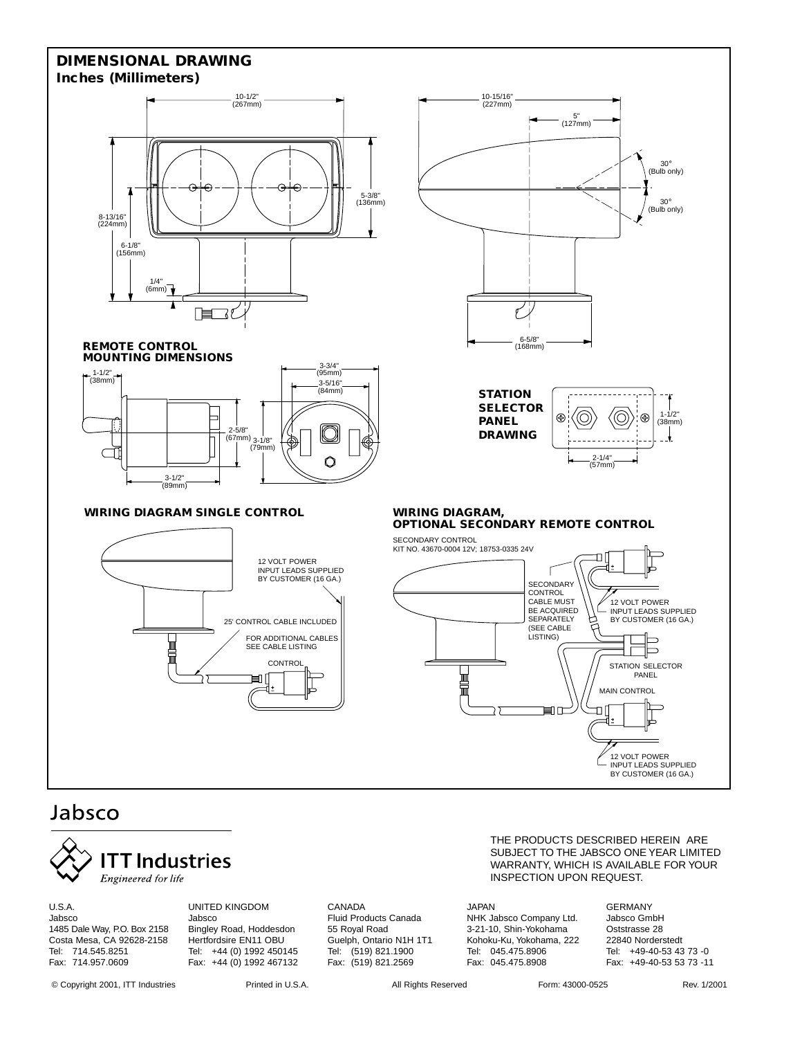## DIMENSIONAL DRAWING

### Inches (Millimeters)

10-1/2" (267mm)

10-15/16" (227mm)

5" (127mm)

30° (Bulb only)

30° (Bulb only)

5-3/8" (136mm)

8-13/16" (224mm)

6-1/8" (156mm)

1/4" (6mm)

6-5/8" (168mm)

### REMOTE CONTROL MOUNTING DIMENSIONS

1-1/2" (38mm)

3-3/4" (95mm)

3-5/16" (84mm)

2-5/8" (67mm)

3-1/8" (79mm)

3-1/2" (89mm)

### STATION SELECTOR PANEL DRAWING

1-1/2" (38mm)

2-1/4" (57mm)

### WIRING DIAGRAM SINGLE CONTROL

12 VOLT POWER INPUT LEADS SUPPLIED BY CUSTOMER (16 GA.)

25' CONTROL CABLE INCLUDED

FOR ADDITIONAL CABLES SEE CABLE LISTING

CONTROL

### WIRING DIAGRAM, OPTIONAL SECONDARY REMOTE CONTROL

SECONDARY CONTROL KIT NO. 43670-0004 12V; 18753-0335 24V

SECONDARY CONTROL CABLE MUST BE ACQUIRED SEPARATELY (SEE CABLE LISTING)

12 VOLT POWER INPUT LEADS SUPPLIED BY CUSTOMER (16 GA.)

STATION SELECTOR PANEL

MAIN CONTROL

12 VOLT POWER INPUT LEADS SUPPLIED BY CUSTOMER (16 GA.)

Jabsco

ITT Industries

*Engineered for life*

THE PRODUCTS DESCRIBED HEREIN ARE SUBJECT TO THE JABSCO ONE YEAR LIMITED WARRANTY, WHICH IS AVAILABLE FOR YOUR INSPECTION UPON REQUEST.

U.S.A.
Jabsco
1485 Dale Way, P.O. Box 2158
Costa Mesa, CA 92628-2158
Tel: 714.545.8251
Fax: 714.957.0609

UNITED KINGDOM
Jabsco
Bingley Road, Hoddesdon
Hertfordsire EN11 OBU
Tel: +44 (0) 1992 450145
Fax: +44 (0) 1992 467132

CANADA
Fluid Products Canada
55 Royal Road
Guelph, Ontario N1H 1T1
Tel: (519) 821.1900
Fax: (519) 821.2569

JAPAN
NHK Jabsco Company Ltd.
3-21-10, Shin-Yokohama
Kohoku-Ku, Yokohama, 222
Tel: 045.475.8906
Fax: 045.475.8908

GERMANY
Jabsco GmbH
Oststrasse 28
22840 Norderstedt
Tel: +49-40-53 43 73 -0
Fax: +49-40-53 53 73 -11

© Copyright 2001, ITT Industries Printed in U.S.A. All Rights Reserved Form: 43000-0525 Rev. 1/2001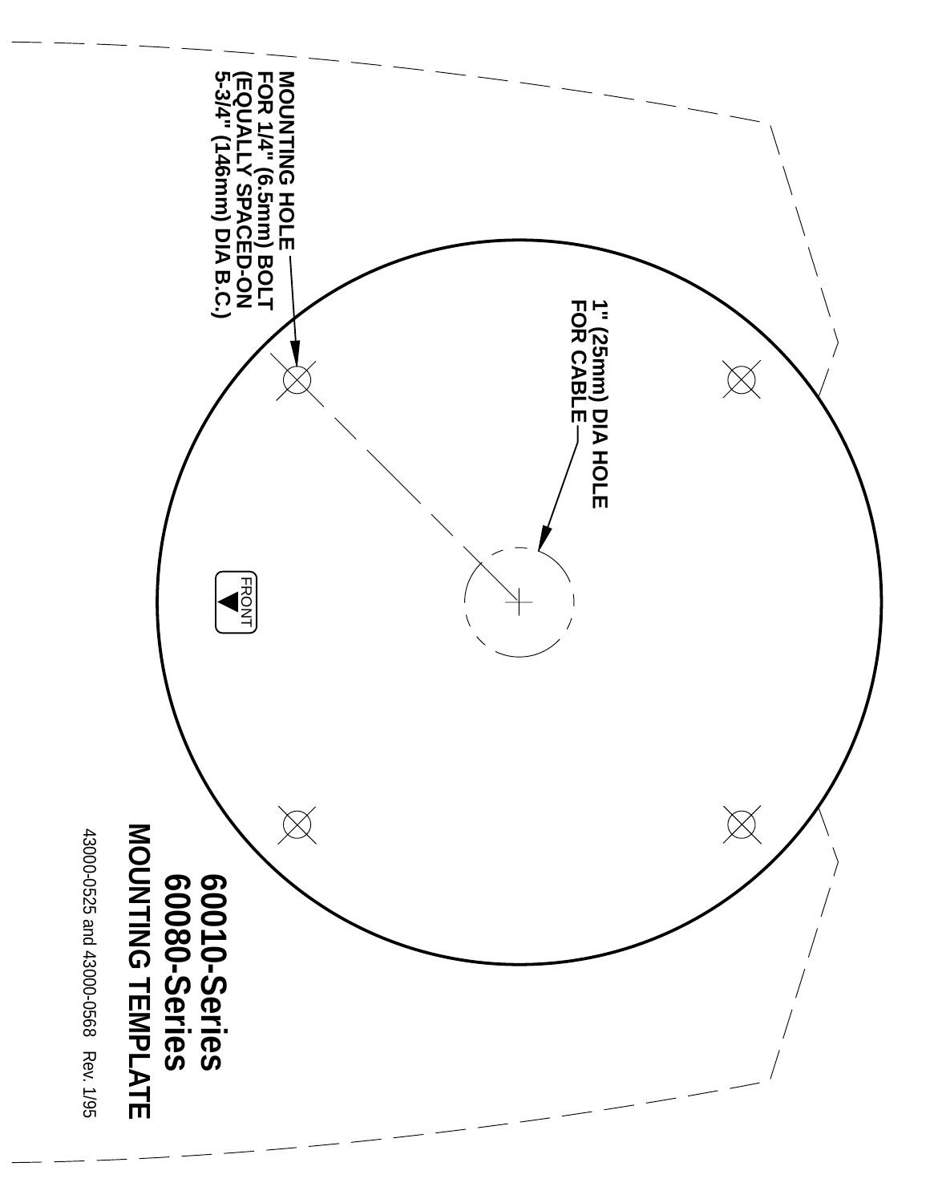# 60010-Series
# 60080-Series
# MOUNTING TEMPLATE

43000-0525 and 43000-0568 Rev. 1/95

MOUNTING HOLE FOR 1/4" (6.5mm) BOLT (EQUALLY SPACED-ON 5-3/4" (146mm) DIA B.C.)

1" (25mm) DIA HOLE FOR CABLE

FRONT